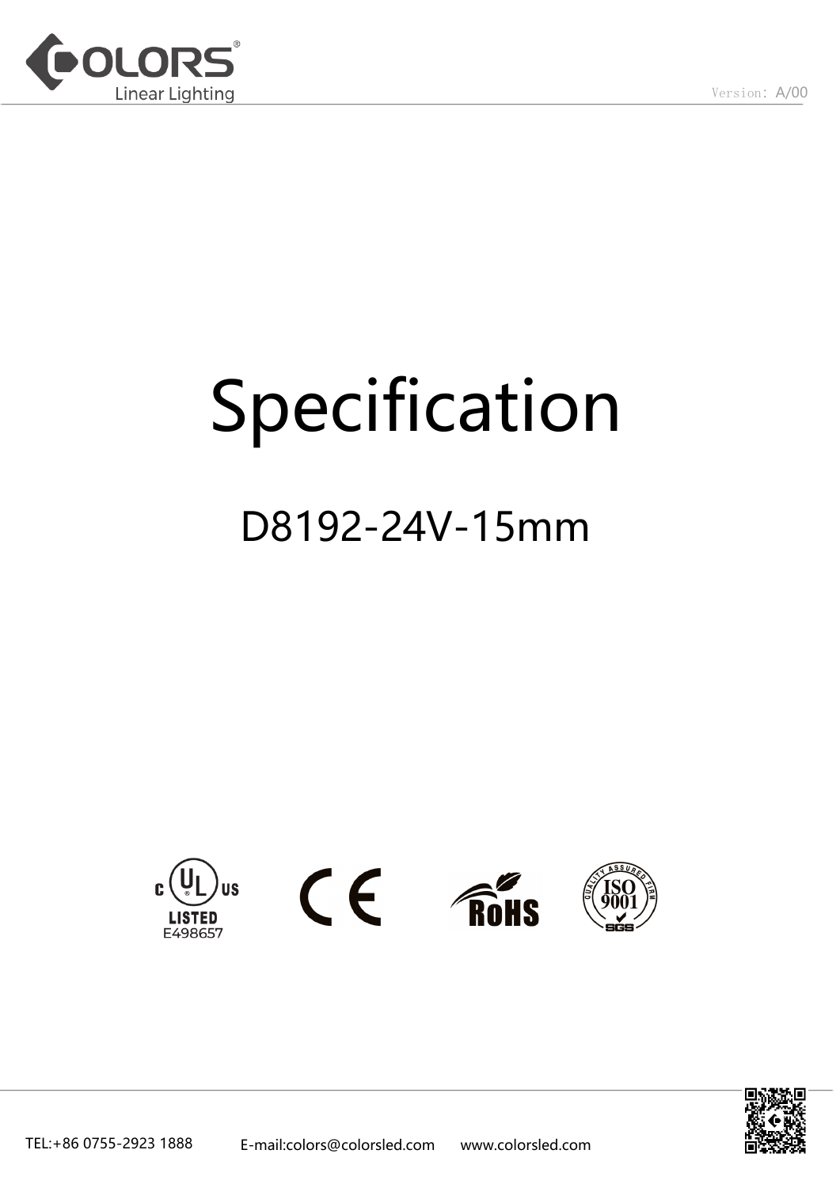# Specification

## D8192-24V-15mm

LISTED
E498657

TEL:+86 0755-2923 1888 E-mail:colors@colorsled.com www.colorsled.com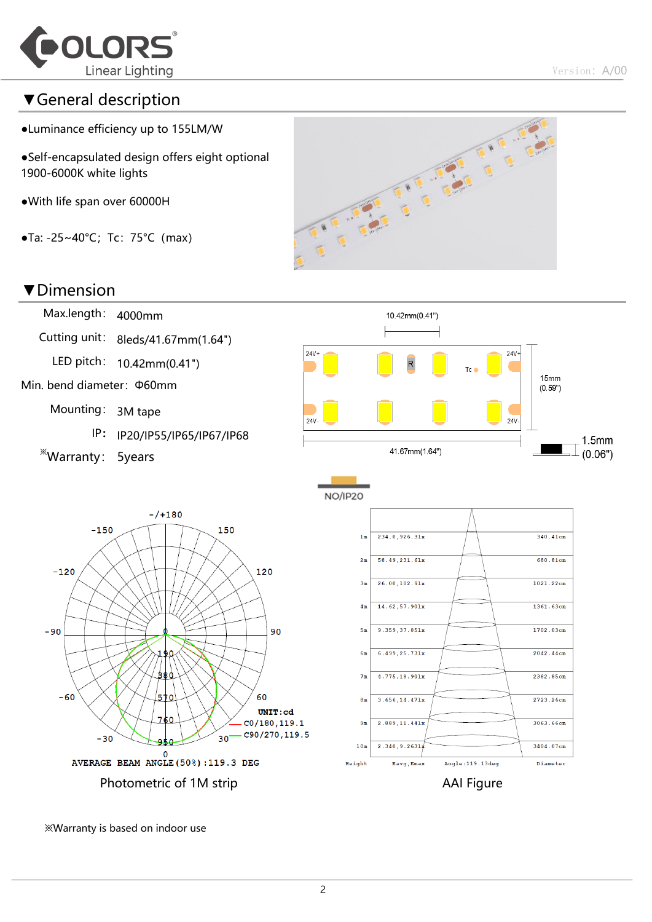## ▼General description

- ●Luminance efficiency up to 155LM/W
- ●Self-encapsulated design offers eight optional 1900-6000K white lights
- ●With life span over 60000H
- ●Ta: -25~40°C; Tc: 75°C (max)

## ▼Dimension

| | |
|---|---|
| Max.length: | 4000mm |
| Cutting unit: | 8leds/41.67mm(1.64") |
| LED pitch: | 10.42mm(0.41") |
| Min. bend diameter: | Φ60mm |
| Mounting: | 3M tape |
| IP: | IP20/IP55/IP65/IP67/IP68 |
| ※Warranty: | 5years |

10.42mm(0.41")

24V+ R Tc 24V+

24V- 24V-

15mm (0.59")

41.67mm(1.64")

1.5mm (0.06")

NO/IP20

UNIT:cd
C0/180,119.1
C90/270,119.5

AVERAGE BEAM ANGLE(50%):119.3 DEG

Photometric of 1M strip

| Height | Eavg,Emax | Diameter |
|---|---|---|
| 1m | 234.0,926.31x | 340.41cm |
| 2m | 58.49,231.61x | 680.81cm |
| 3m | 26.00,102.91x | 1021.22cm |
| 4m | 14.62,57.901x | 1361.63cm |
| 5m | 9.359,37.051x | 1702.03cm |
| 6m | 6.499,25.731x | 2042.44cm |
| 7m | 4.775,18.901x | 2382.85cm |
| 8m | 3.656,14.471x | 2723.26cm |
| 9m | 2.889,11.441x | 3063.66cm |
| 10m | 2.340,9.2631x | 3404.07cm |

Angle:119.13deg

AAI Figure

※Warranty is based on indoor use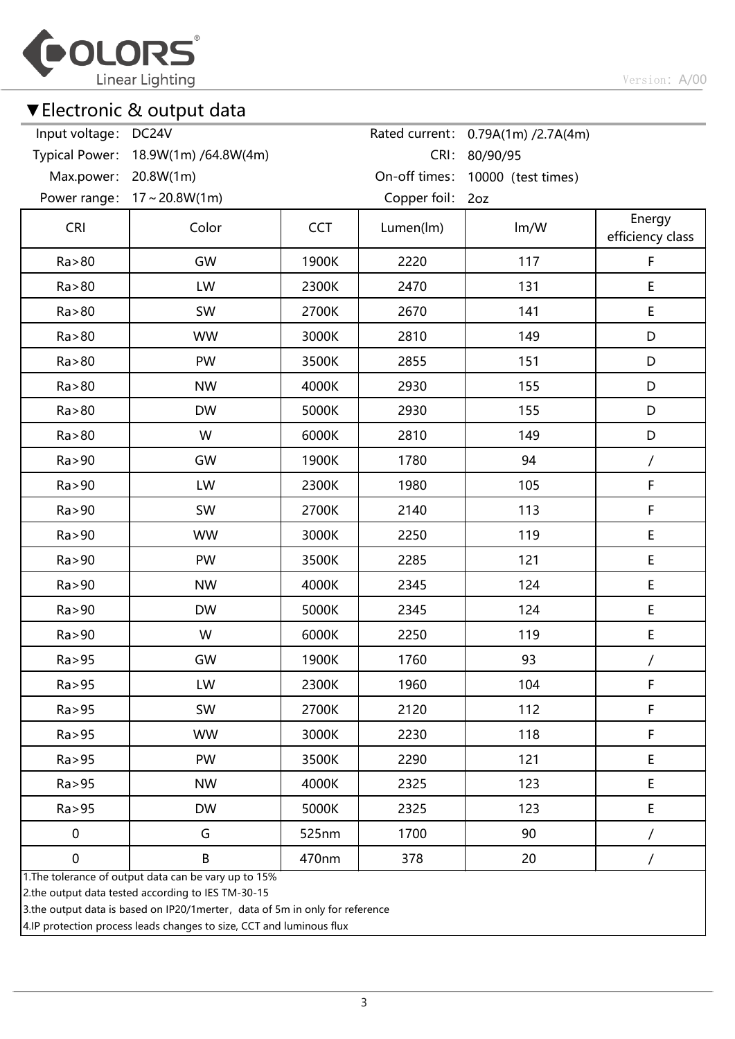## ▼Electronic & output data

Input voltage: DC24V

Typical Power: 18.9W(1m) /64.8W(4m)

Max.power: 20.8W(1m)

Power range: 17～20.8W(1m)

Rated current: 0.79A(1m) /2.7A(4m)

CRI: 80/90/95

On-off times: 10000（test times）

Copper foil: 2oz

| CRI | Color | CCT | Lumen(lm) | lm/W | Energy efficiency class |
|---|---|---|---|---|---|
| Ra>80 | GW | 1900K | 2220 | 117 | F |
| Ra>80 | LW | 2300K | 2470 | 131 | E |
| Ra>80 | SW | 2700K | 2670 | 141 | E |
| Ra>80 | WW | 3000K | 2810 | 149 | D |
| Ra>80 | PW | 3500K | 2855 | 151 | D |
| Ra>80 | NW | 4000K | 2930 | 155 | D |
| Ra>80 | DW | 5000K | 2930 | 155 | D |
| Ra>80 | W | 6000K | 2810 | 149 | D |
| Ra>90 | GW | 1900K | 1780 | 94 | / |
| Ra>90 | LW | 2300K | 1980 | 105 | F |
| Ra>90 | SW | 2700K | 2140 | 113 | F |
| Ra>90 | WW | 3000K | 2250 | 119 | E |
| Ra>90 | PW | 3500K | 2285 | 121 | E |
| Ra>90 | NW | 4000K | 2345 | 124 | E |
| Ra>90 | DW | 5000K | 2345 | 124 | E |
| Ra>90 | W | 6000K | 2250 | 119 | E |
| Ra>95 | GW | 1900K | 1760 | 93 | / |
| Ra>95 | LW | 2300K | 1960 | 104 | F |
| Ra>95 | SW | 2700K | 2120 | 112 | F |
| Ra>95 | WW | 3000K | 2230 | 118 | F |
| Ra>95 | PW | 3500K | 2290 | 121 | E |
| Ra>95 | NW | 4000K | 2325 | 123 | E |
| Ra>95 | DW | 5000K | 2325 | 123 | E |
| 0 | G | 525nm | 1700 | 90 | / |
| 0 | B | 470nm | 378 | 20 | / |

1.The tolerance of output data can be vary up to 15%

2.the output data tested according to IES TM-30-15

3.the output data is based on IP20/1merter，data of 5m in only for reference

4.IP protection process leads changes to size, CCT and luminous flux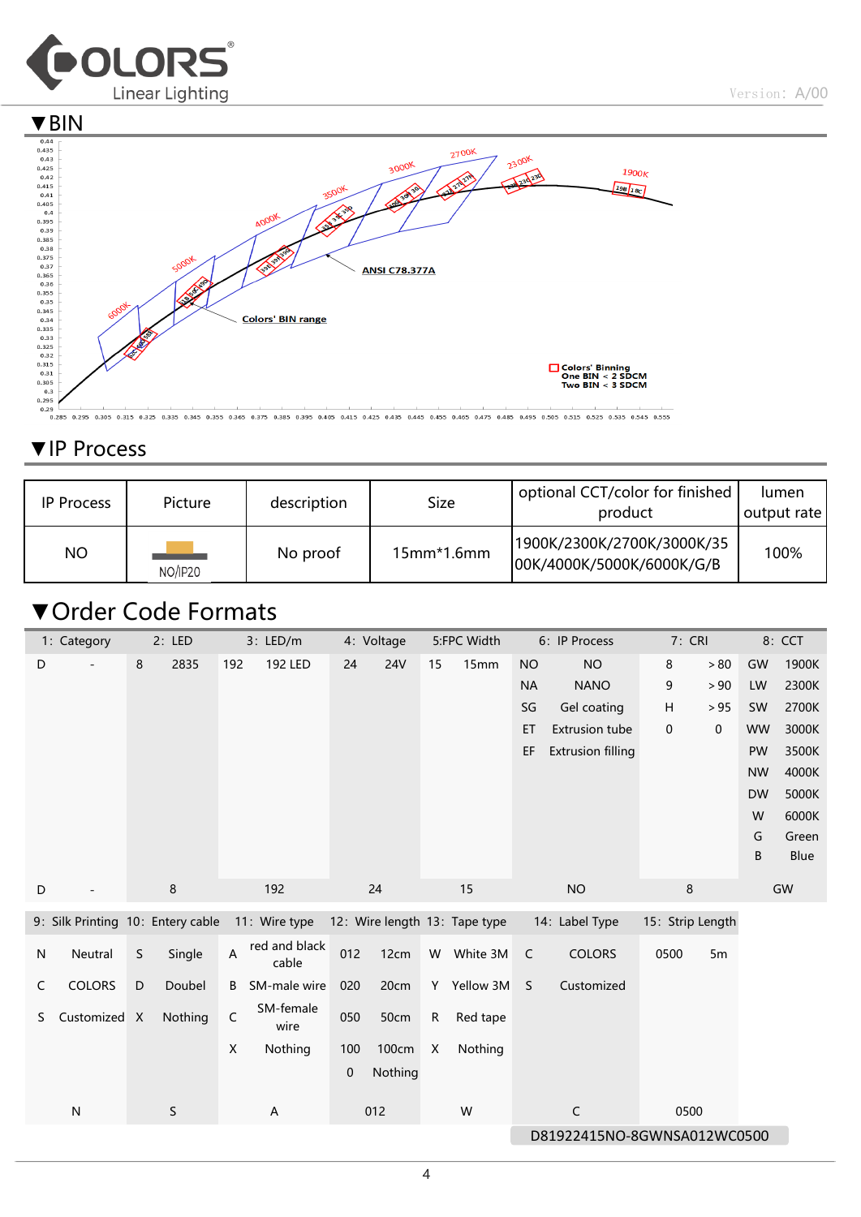# ▼BIN

# ▼IP Process

| IP Process | Picture | description | Size | optional CCT/color for finished product | lumen output rate |
|---|---|---|---|---|---|
| NO | NO/IP20 | No proof | 15mm*1.6mm | 1900K/2300K/2700K/3000K/3500K/4000K/5000K/6000K/G/B | 100% |

# ▼Order Code Formats

| 1: Category | | 2: LED | | 3: LED/m | | 4: Voltage | | 5:FPC Width | | 6: IP Process | | 7: CRI | | 8: CCT | |
|---|---|---|---|---|---|---|---|---|---|---|---|---|---|---|---|
| D | - | 8 | 2835 | 192 | 192 LED | 24 | 24V | 15 | 15mm | NO | NO | 8 | ＞80 | GW | 1900K |
| | | | | | | | | | | NA | NANO | 9 | ＞90 | LW | 2300K |
| | | | | | | | | | | SG | Gel coating | H | ＞95 | SW | 2700K |
| | | | | | | | | | | ET | Extrusion tube | 0 | 0 | WW | 3000K |
| | | | | | | | | | | EF | Extrusion filling | | | PW | 3500K |
| | | | | | | | | | | | | | | NW | 4000K |
| | | | | | | | | | | | | | | DW | 5000K |
| | | | | | | | | | | | | | | W | 6000K |
| | | | | | | | | | | | | | | G | Green |
| | | | | | | | | | | | | | | B | Blue |
| D | - | 8 | | 192 | | 24 | | 15 | | NO | | 8 | | GW | |

| 9: Silk Printing | | 10: Entery cable | | 11: Wire type | | 12: Wire length | | 13: Tape type | | 14: Label Type | | 15: Strip Length | |
|---|---|---|---|---|---|---|---|---|---|---|---|---|---|
| N | Neutral | S | Single | A | red and black cable | 012 | 12cm | W | White 3M | C | COLORS | 0500 | 5m |
| C | COLORS | D | Doubel | B | SM-male wire | 020 | 20cm | Y | Yellow 3M | S | Customized | | |
| S | Customized | X | Nothing | C | SM-female wire | 050 | 50cm | R | Red tape | | | | |
| | | | | X | Nothing | 100 | 100cm | X | Nothing | | | | |
| | | | | | | 0 | Nothing | | | | | | |
| N | | S | | A | | 012 | | W | | C | | 0500 | |

D81922415NO-8GWNSA012WC0500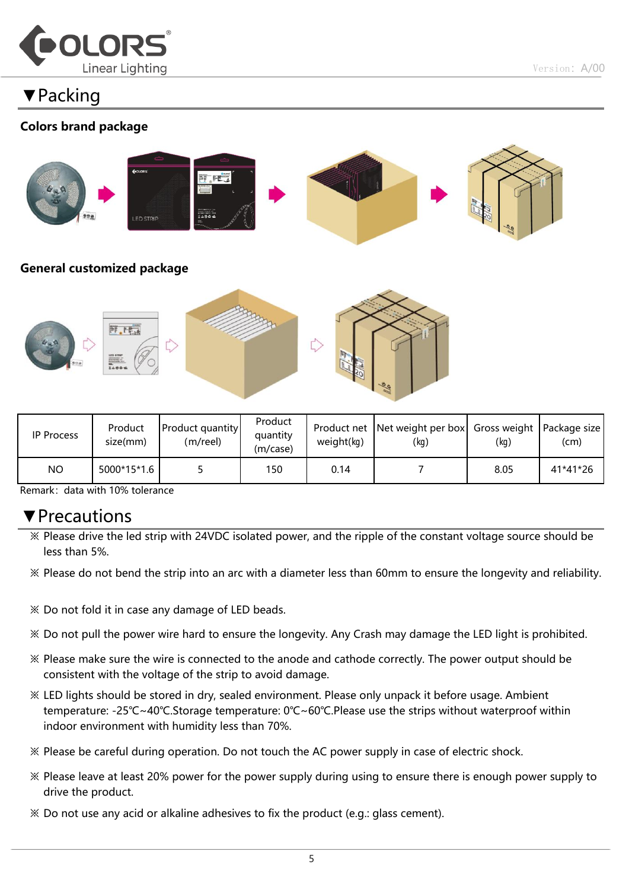# ▼Packing

**Colors brand package**

**General customized package**

| IP Process | Product size(mm) | Product quantity (m/reel) | Product quantity (m/case) | Product net weight(kg) | Net weight per box (kg) | Gross weight (kg) | Package size (cm) |
|---|---|---|---|---|---|---|---|
| NO | 5000*15*1.6 | 5 | 150 | 0.14 | 7 | 8.05 | 41*41*26 |

Remark：data with 10% tolerance

# ▼Precautions

※ Please drive the led strip with 24VDC isolated power, and the ripple of the constant voltage source should be less than 5%.

※ Please do not bend the strip into an arc with a diameter less than 60mm to ensure the longevity and reliability.

※ Do not fold it in case any damage of LED beads.

※ Do not pull the power wire hard to ensure the longevity. Any Crash may damage the LED light is prohibited.

※ Please make sure the wire is connected to the anode and cathode correctly. The power output should be consistent with the voltage of the strip to avoid damage.

※ LED lights should be stored in dry, sealed environment. Please only unpack it before usage. Ambient temperature: -25℃~40℃.Storage temperature: 0℃~60℃.Please use the strips without waterproof within indoor environment with humidity less than 70%.

※ Please be careful during operation. Do not touch the AC power supply in case of electric shock.

※ Please leave at least 20% power for the power supply during using to ensure there is enough power supply to drive the product.

※ Do not use any acid or alkaline adhesives to fix the product (e.g.: glass cement).